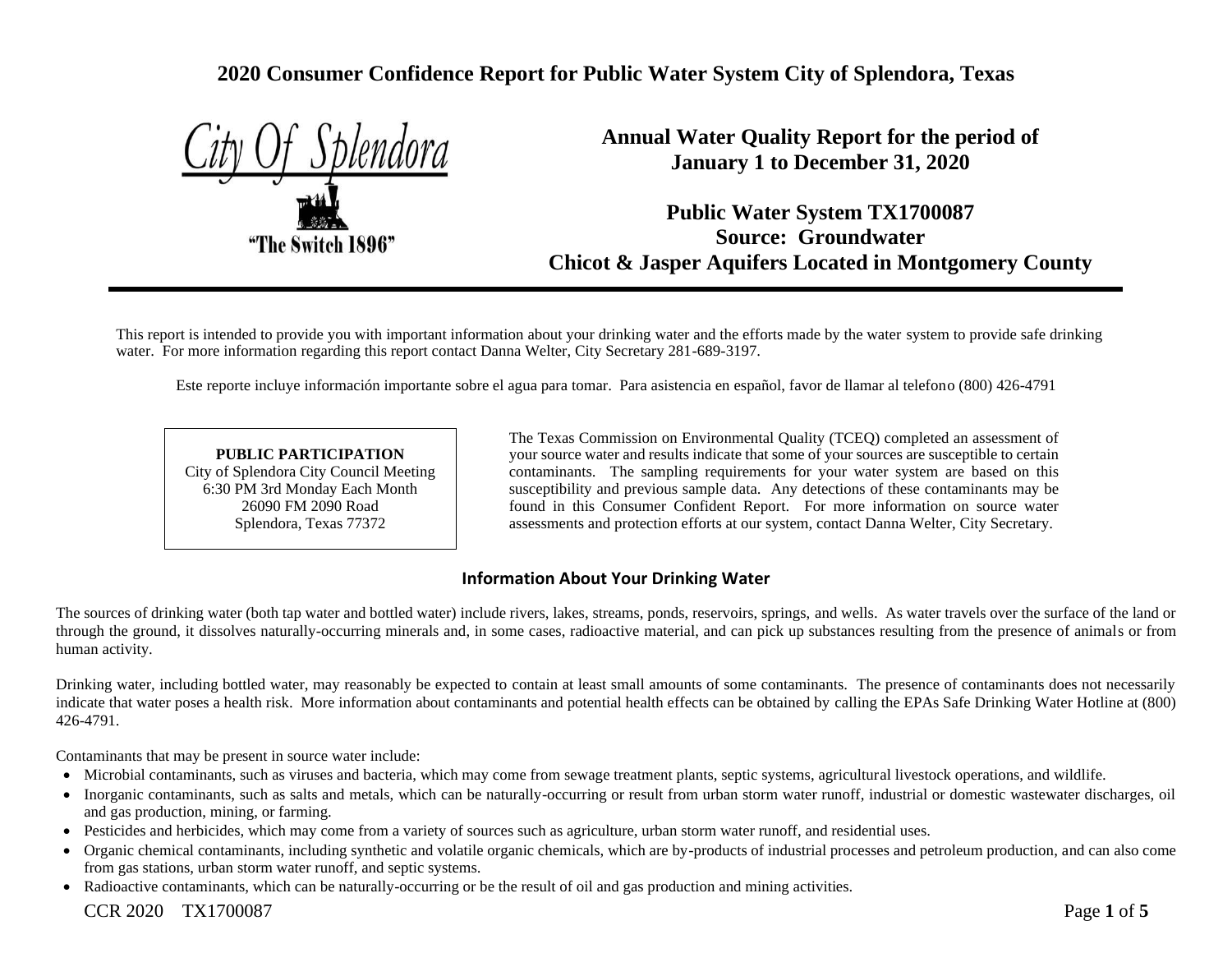# 2020 Consumer Confidence Report for Public Water System City of Splendora, Texas

City Of Splendora

"The Switch 1896"

## Annual Water Quality Report for the period of January 1 to December 31, 2020

## Public Water System TX1700087
## Source: Groundwater
## Chicot & Jasper Aquifers Located in Montgomery County

This report is intended to provide you with important information about your drinking water and the efforts made by the water system to provide safe drinking water. For more information regarding this report contact Danna Welter, City Secretary 281-689-3197.

Este reporte incluye información importante sobre el agua para tomar. Para asistencia en español, favor de llamar al telefono (800) 426-4791

**PUBLIC PARTICIPATION**
City of Splendora City Council Meeting
6:30 PM 3rd Monday Each Month
26090 FM 2090 Road
Splendora, Texas 77372

The Texas Commission on Environmental Quality (TCEQ) completed an assessment of your source water and results indicate that some of your sources are susceptible to certain contaminants. The sampling requirements for your water system are based on this susceptibility and previous sample data. Any detections of these contaminants may be found in this Consumer Confident Report. For more information on source water assessments and protection efforts at our system, contact Danna Welter, City Secretary.

### Information About Your Drinking Water

The sources of drinking water (both tap water and bottled water) include rivers, lakes, streams, ponds, reservoirs, springs, and wells. As water travels over the surface of the land or through the ground, it dissolves naturally-occurring minerals and, in some cases, radioactive material, and can pick up substances resulting from the presence of animals or from human activity.

Drinking water, including bottled water, may reasonably be expected to contain at least small amounts of some contaminants. The presence of contaminants does not necessarily indicate that water poses a health risk. More information about contaminants and potential health effects can be obtained by calling the EPAs Safe Drinking Water Hotline at (800) 426-4791.

Contaminants that may be present in source water include:

- Microbial contaminants, such as viruses and bacteria, which may come from sewage treatment plants, septic systems, agricultural livestock operations, and wildlife.
- Inorganic contaminants, such as salts and metals, which can be naturally-occurring or result from urban storm water runoff, industrial or domestic wastewater discharges, oil and gas production, mining, or farming.
- Pesticides and herbicides, which may come from a variety of sources such as agriculture, urban storm water runoff, and residential uses.
- Organic chemical contaminants, including synthetic and volatile organic chemicals, which are by-products of industrial processes and petroleum production, and can also come from gas stations, urban storm water runoff, and septic systems.
- Radioactive contaminants, which can be naturally-occurring or be the result of oil and gas production and mining activities.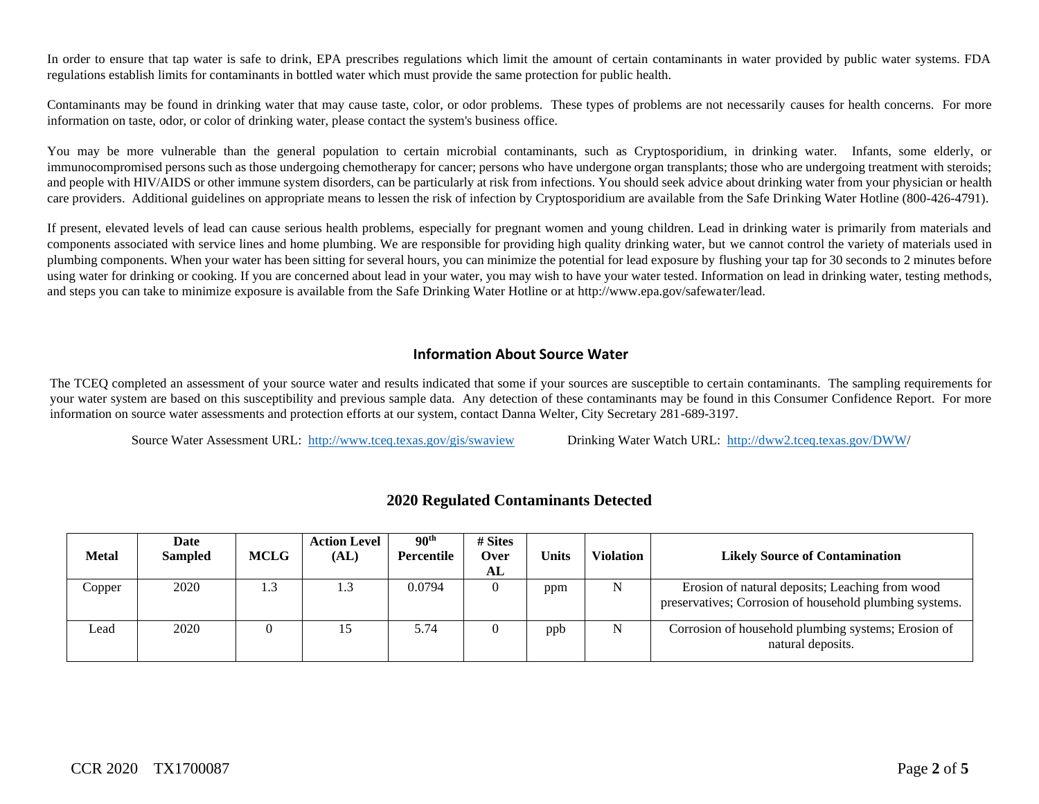In order to ensure that tap water is safe to drink, EPA prescribes regulations which limit the amount of certain contaminants in water provided by public water systems. FDA regulations establish limits for contaminants in bottled water which must provide the same protection for public health.

Contaminants may be found in drinking water that may cause taste, color, or odor problems. These types of problems are not necessarily causes for health concerns. For more information on taste, odor, or color of drinking water, please contact the system's business office.

You may be more vulnerable than the general population to certain microbial contaminants, such as Cryptosporidium, in drinking water. Infants, some elderly, or immunocompromised persons such as those undergoing chemotherapy for cancer; persons who have undergone organ transplants; those who are undergoing treatment with steroids; and people with HIV/AIDS or other immune system disorders, can be particularly at risk from infections. You should seek advice about drinking water from your physician or health care providers. Additional guidelines on appropriate means to lessen the risk of infection by Cryptosporidium are available from the Safe Drinking Water Hotline (800-426-4791).

If present, elevated levels of lead can cause serious health problems, especially for pregnant women and young children. Lead in drinking water is primarily from materials and components associated with service lines and home plumbing. We are responsible for providing high quality drinking water, but we cannot control the variety of materials used in plumbing components. When your water has been sitting for several hours, you can minimize the potential for lead exposure by flushing your tap for 30 seconds to 2 minutes before using water for drinking or cooking. If you are concerned about lead in your water, you may wish to have your water tested. Information on lead in drinking water, testing methods, and steps you can take to minimize exposure is available from the Safe Drinking Water Hotline or at http://www.epa.gov/safewater/lead.

## Information About Source Water

The TCEQ completed an assessment of your source water and results indicated that some if your sources are susceptible to certain contaminants. The sampling requirements for your water system are based on this susceptibility and previous sample data. Any detection of these contaminants may be found in this Consumer Confidence Report. For more information on source water assessments and protection efforts at our system, contact Danna Welter, City Secretary 281-689-3197.

Source Water Assessment URL: http://www.tceq.texas.gov/gis/swaview Drinking Water Watch URL: http://dww2.tceq.texas.gov/DWW/

## 2020 Regulated Contaminants Detected

| Metal | Date Sampled | MCLG | Action Level (AL) | 90th Percentile | # Sites Over AL | Units | Violation | Likely Source of Contamination |
|---|---|---|---|---|---|---|---|---|
| Copper | 2020 | 1.3 | 1.3 | 0.0794 | 0 | ppm | N | Erosion of natural deposits; Leaching from wood preservatives; Corrosion of household plumbing systems. |
| Lead | 2020 | 0 | 15 | 5.74 | 0 | ppb | N | Corrosion of household plumbing systems; Erosion of natural deposits. |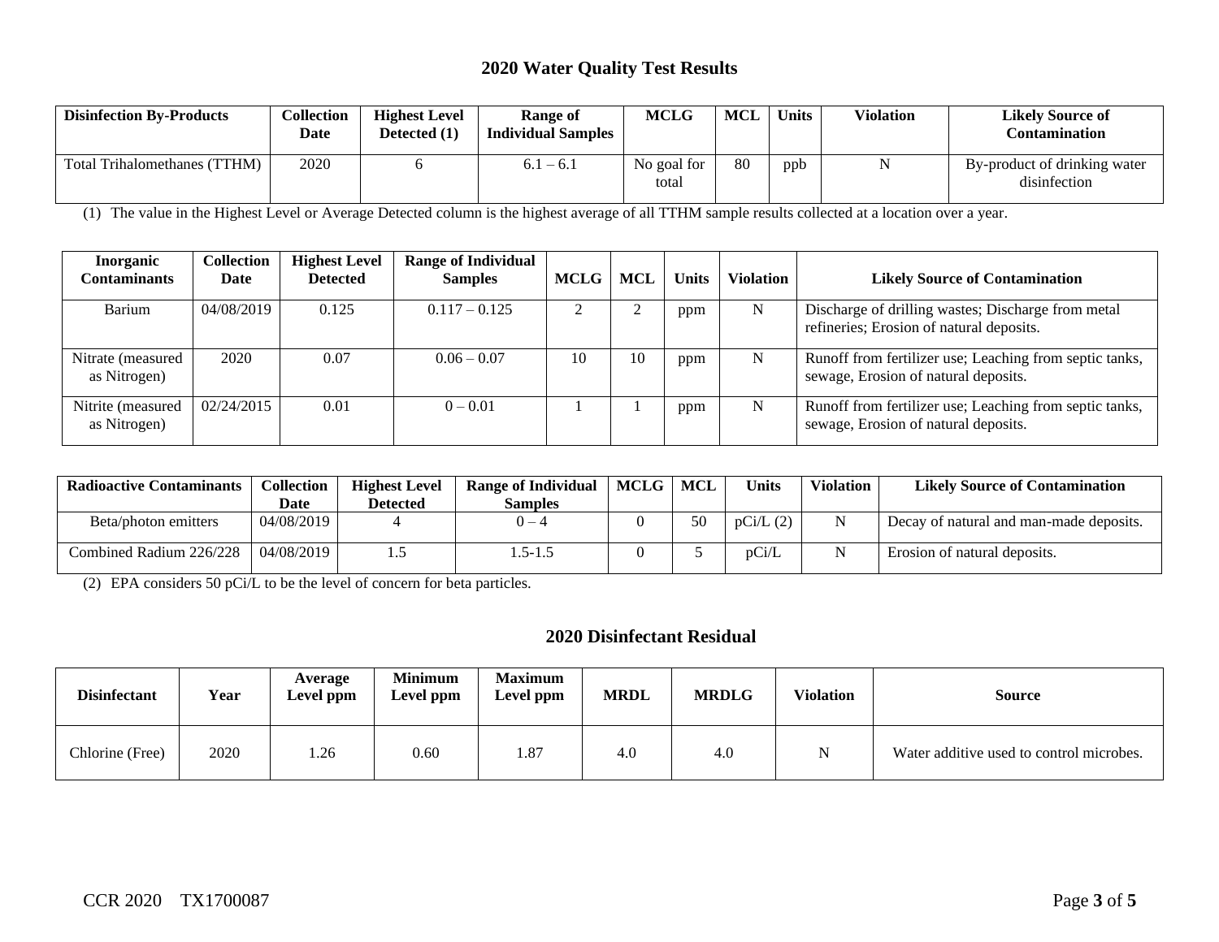## 2020 Water Quality Test Results

| Disinfection By-Products | Collection Date | Highest Level Detected (1) | Range of Individual Samples | MCLG | MCL | Units | Violation | Likely Source of Contamination |
|---|---|---|---|---|---|---|---|---|
| Total Trihalomethanes (TTHM) | 2020 | 6 | 6.1 – 6.1 | No goal for total | 80 | ppb | N | By-product of drinking water disinfection |

(1) The value in the Highest Level or Average Detected column is the highest average of all TTHM sample results collected at a location over a year.

| Inorganic Contaminants | Collection Date | Highest Level Detected | Range of Individual Samples | MCLG | MCL | Units | Violation | Likely Source of Contamination |
|---|---|---|---|---|---|---|---|---|
| Barium | 04/08/2019 | 0.125 | 0.117 – 0.125 | 2 | 2 | ppm | N | Discharge of drilling wastes; Discharge from metal refineries; Erosion of natural deposits. |
| Nitrate (measured as Nitrogen) | 2020 | 0.07 | 0.06 – 0.07 | 10 | 10 | ppm | N | Runoff from fertilizer use; Leaching from septic tanks, sewage, Erosion of natural deposits. |
| Nitrite (measured as Nitrogen) | 02/24/2015 | 0.01 | 0 – 0.01 | 1 | 1 | ppm | N | Runoff from fertilizer use; Leaching from septic tanks, sewage, Erosion of natural deposits. |

| Radioactive Contaminants | Collection Date | Highest Level Detected | Range of Individual Samples | MCLG | MCL | Units | Violation | Likely Source of Contamination |
|---|---|---|---|---|---|---|---|---|
| Beta/photon emitters | 04/08/2019 | 4 | 0 – 4 | 0 | 50 | pCi/L (2) | N | Decay of natural and man-made deposits. |
| Combined Radium 226/228 | 04/08/2019 | 1.5 | 1.5-1.5 | 0 | 5 | pCi/L | N | Erosion of natural deposits. |

(2) EPA considers 50 pCi/L to be the level of concern for beta particles.

## 2020 Disinfectant Residual

| Disinfectant | Year | Average Level ppm | Minimum Level ppm | Maximum Level ppm | MRDL | MRDLG | Violation | Source |
|---|---|---|---|---|---|---|---|---|
| Chlorine (Free) | 2020 | 1.26 | 0.60 | 1.87 | 4.0 | 4.0 | N | Water additive used to control microbes. |

CCR 2020 TX1700087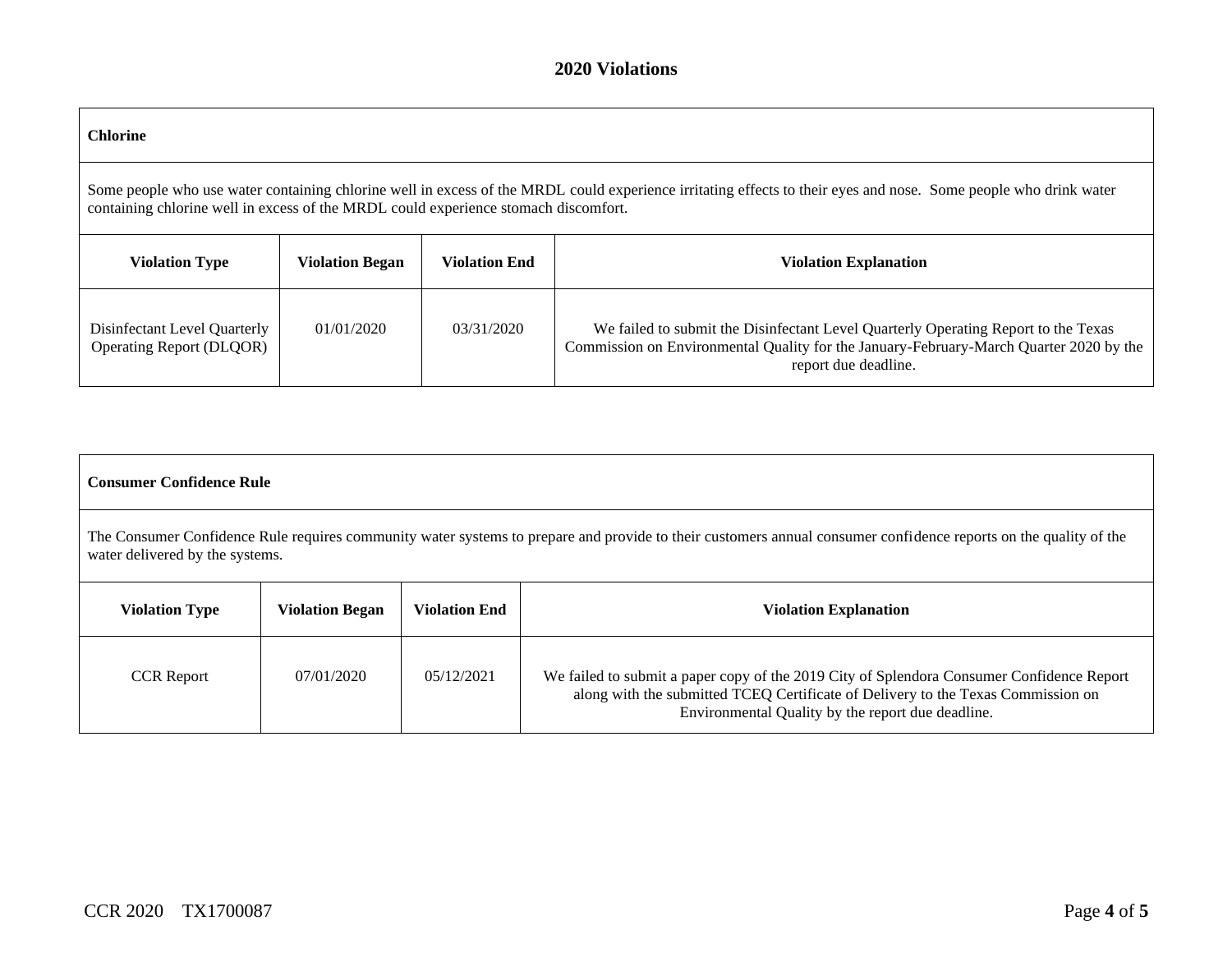## 2020 Violations

| **Chlorine** | | | |
|---|---|---|---|
| Some people who use water containing chlorine well in excess of the MRDL could experience irritating effects to their eyes and nose. Some people who drink water containing chlorine well in excess of the MRDL could experience stomach discomfort. | | | |
| **Violation Type** | **Violation Began** | **Violation End** | **Violation Explanation** |
| Disinfectant Level Quarterly Operating Report (DLQOR) | 01/01/2020 | 03/31/2020 | We failed to submit the Disinfectant Level Quarterly Operating Report to the Texas Commission on Environmental Quality for the January-February-March Quarter 2020 by the report due deadline. |

| **Consumer Confidence Rule** | | | |
|---|---|---|---|
| The Consumer Confidence Rule requires community water systems to prepare and provide to their customers annual consumer confidence reports on the quality of the water delivered by the systems. | | | |
| **Violation Type** | **Violation Began** | **Violation End** | **Violation Explanation** |
| CCR Report | 07/01/2020 | 05/12/2021 | We failed to submit a paper copy of the 2019 City of Splendora Consumer Confidence Report along with the submitted TCEQ Certificate of Delivery to the Texas Commission on Environmental Quality by the report due deadline. |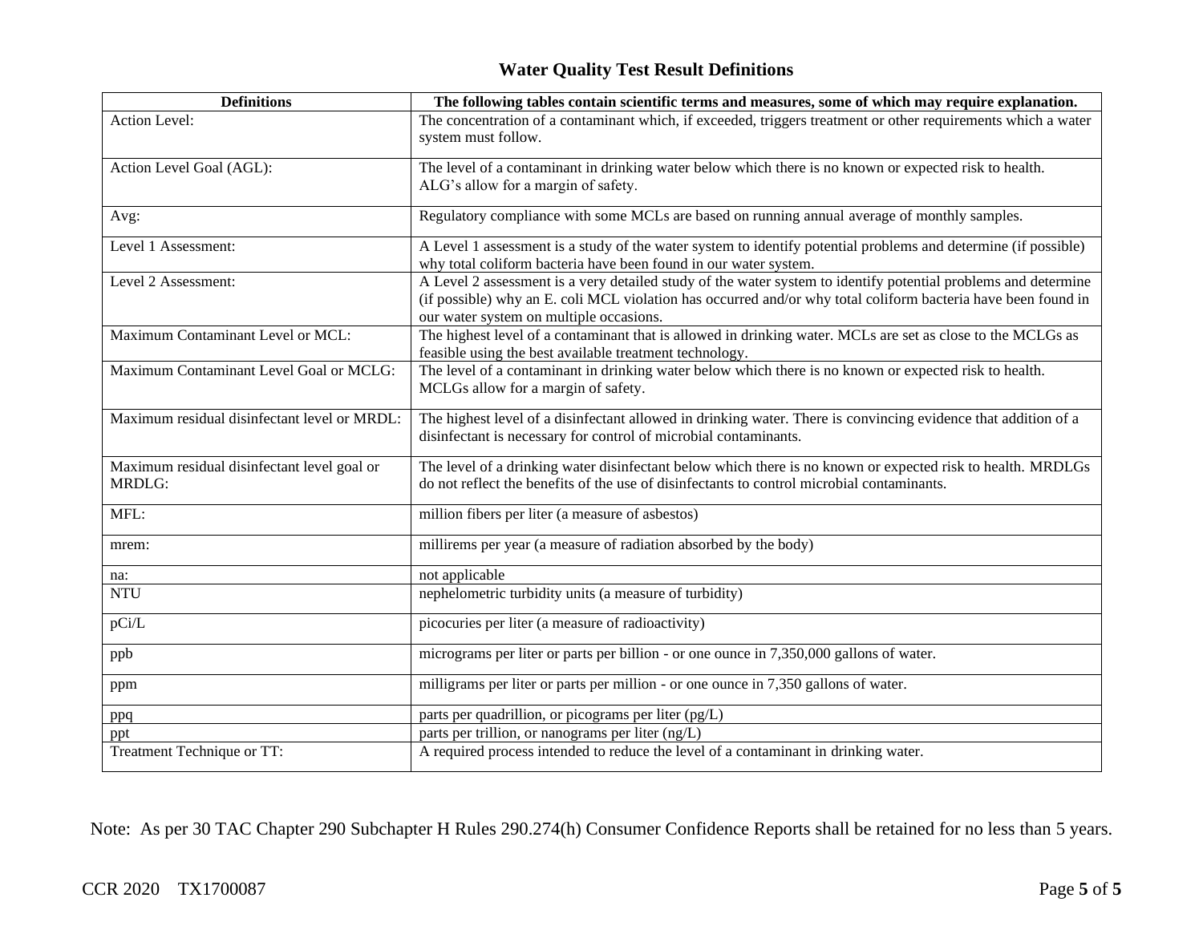## Water Quality Test Result Definitions

| Definitions | The following tables contain scientific terms and measures, some of which may require explanation. |
|---|---|
| Action Level: | The concentration of a contaminant which, if exceeded, triggers treatment or other requirements which a water system must follow. |
| Action Level Goal (AGL): | The level of a contaminant in drinking water below which there is no known or expected risk to health. ALG's allow for a margin of safety. |
| Avg: | Regulatory compliance with some MCLs are based on running annual average of monthly samples. |
| Level 1 Assessment: | A Level 1 assessment is a study of the water system to identify potential problems and determine (if possible) why total coliform bacteria have been found in our water system. |
| Level 2 Assessment: | A Level 2 assessment is a very detailed study of the water system to identify potential problems and determine (if possible) why an E. coli MCL violation has occurred and/or why total coliform bacteria have been found in our water system on multiple occasions. |
| Maximum Contaminant Level or MCL: | The highest level of a contaminant that is allowed in drinking water. MCLs are set as close to the MCLGs as feasible using the best available treatment technology. |
| Maximum Contaminant Level Goal or MCLG: | The level of a contaminant in drinking water below which there is no known or expected risk to health. MCLGs allow for a margin of safety. |
| Maximum residual disinfectant level or MRDL: | The highest level of a disinfectant allowed in drinking water. There is convincing evidence that addition of a disinfectant is necessary for control of microbial contaminants. |
| Maximum residual disinfectant level goal or MRDLG: | The level of a drinking water disinfectant below which there is no known or expected risk to health. MRDLGs do not reflect the benefits of the use of disinfectants to control microbial contaminants. |
| MFL: | million fibers per liter (a measure of asbestos) |
| mrem: | millirems per year (a measure of radiation absorbed by the body) |
| na: | not applicable |
| NTU | nephelometric turbidity units (a measure of turbidity) |
| pCi/L | picocuries per liter (a measure of radioactivity) |
| ppb | micrograms per liter or parts per billion - or one ounce in 7,350,000 gallons of water. |
| ppm | milligrams per liter or parts per million - or one ounce in 7,350 gallons of water. |
| ppq | parts per quadrillion, or picograms per liter (pg/L) |
| ppt | parts per trillion, or nanograms per liter (ng/L) |
| Treatment Technique or TT: | A required process intended to reduce the level of a contaminant in drinking water. |

Note: As per 30 TAC Chapter 290 Subchapter H Rules 290.274(h) Consumer Confidence Reports shall be retained for no less than 5 years.